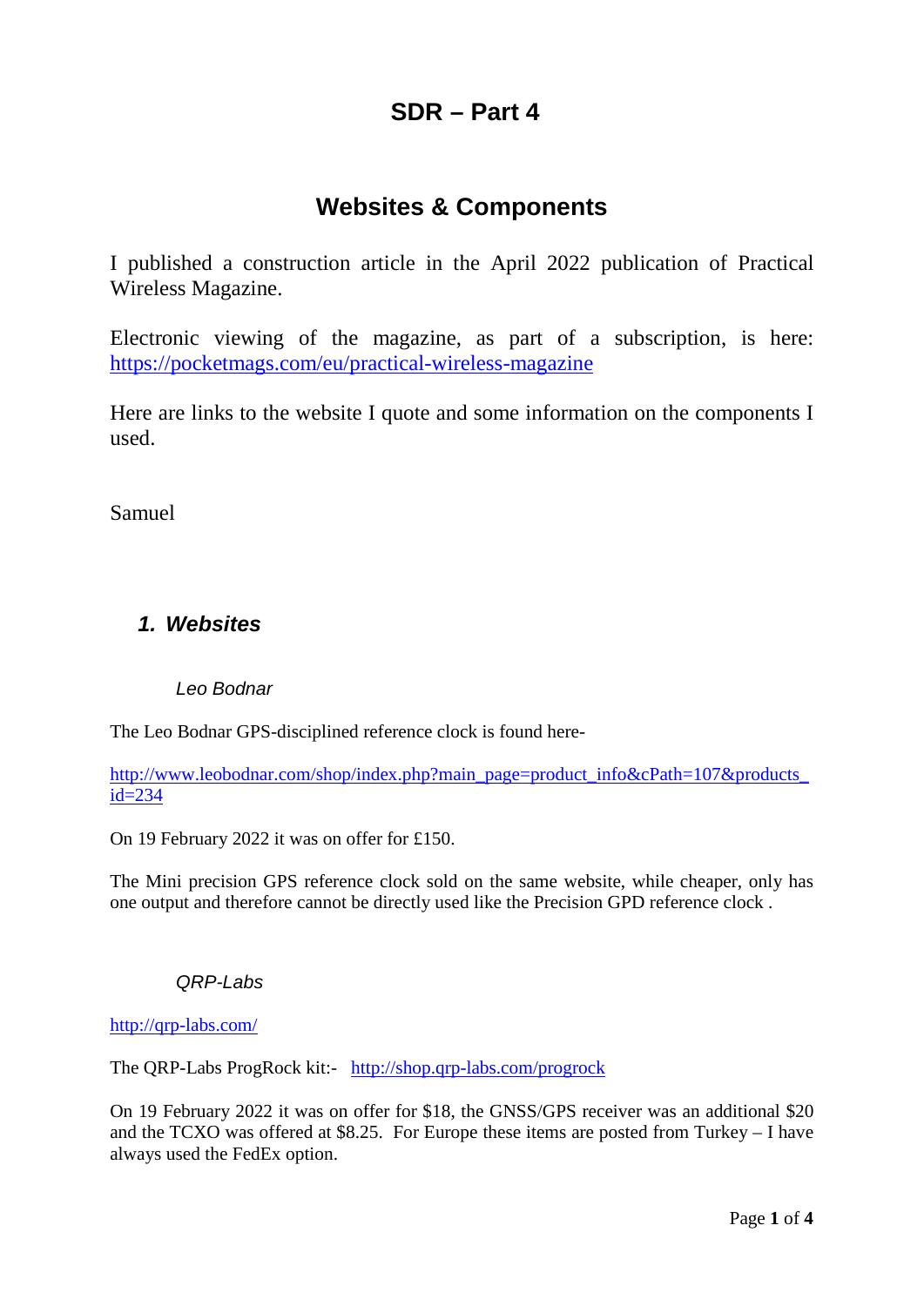# SDR – Part 4

# Websites & Components

I published a construction article in the April 2022 publication of Practical Wireless Magazine.

Electronic viewing of the magazine, as part of a subscription, is here: https://pocketmags.com/eu/practical-wireless-magazine

Here are links to the website I quote and some information on the components I used.

Samuel

## *1. Websites*

### *Leo Bodnar*

The Leo Bodnar GPS-disciplined reference clock is found here-

http://www.leobodnar.com/shop/index.php?main_page=product_info&cPath=107&products_id=234

On 19 February 2022 it was on offer for £150.

The Mini precision GPS reference clock sold on the same website, while cheaper, only has one output and therefore cannot be directly used like the Precision GPD reference clock .

### *QRP-Labs*

http://qrp-labs.com/

The QRP-Labs ProgRock kit:- http://shop.qrp-labs.com/progrock

On 19 February 2022 it was on offer for $18, the GNSS/GPS receiver was an additional $20 and the TCXO was offered at $8.25. For Europe these items are posted from Turkey – I have always used the FedEx option.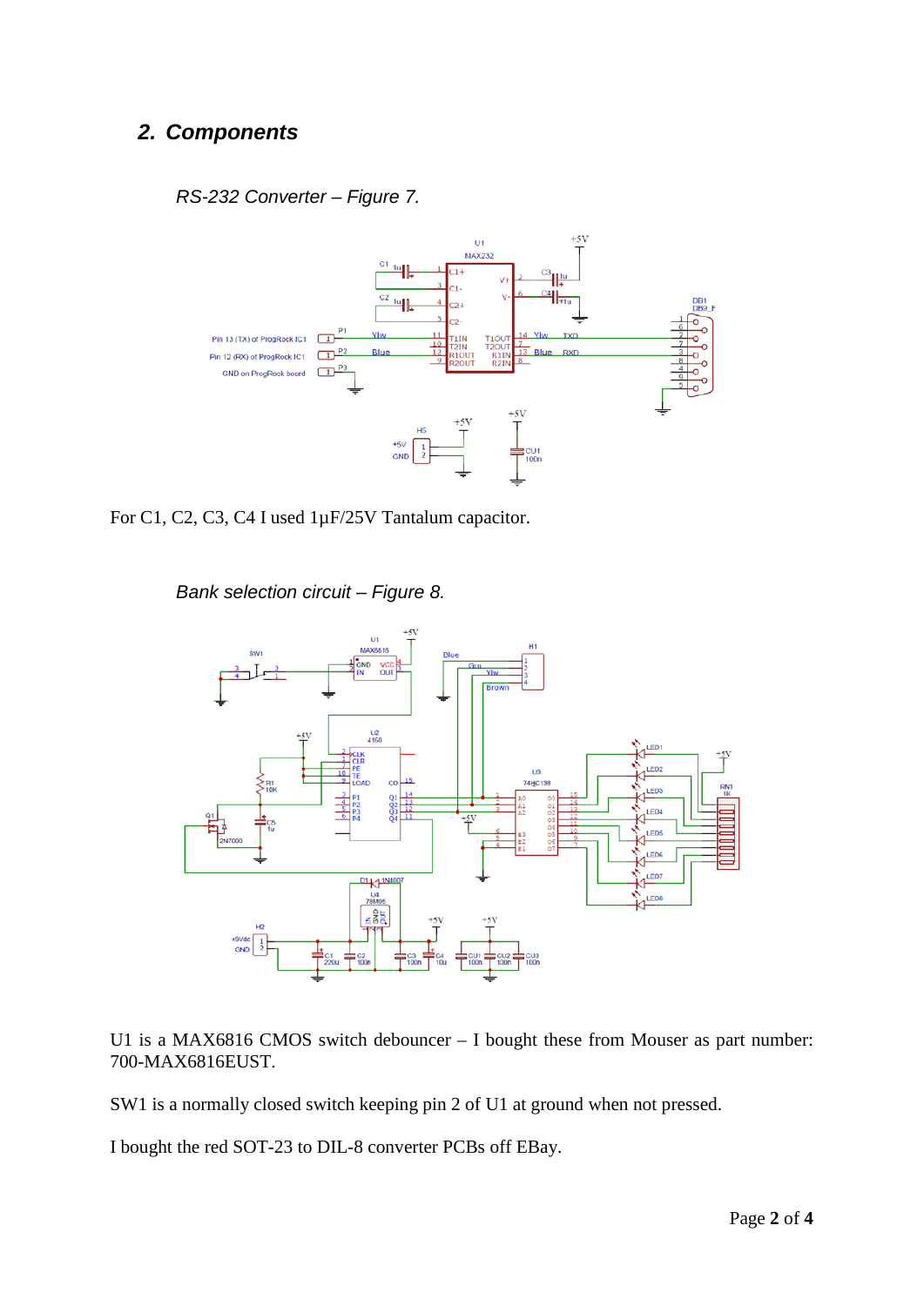## 2. Components

*RS-232 Converter – Figure 7.*

For C1, C2, C3, C4 I used 1µF/25V Tantalum capacitor.

*Bank selection circuit – Figure 8.*

U1 is a MAX6816 CMOS switch debouncer – I bought these from Mouser as part number: 700-MAX6816EUST.

SW1 is a normally closed switch keeping pin 2 of U1 at ground when not pressed.

I bought the red SOT-23 to DIL-8 converter PCBs off EBay.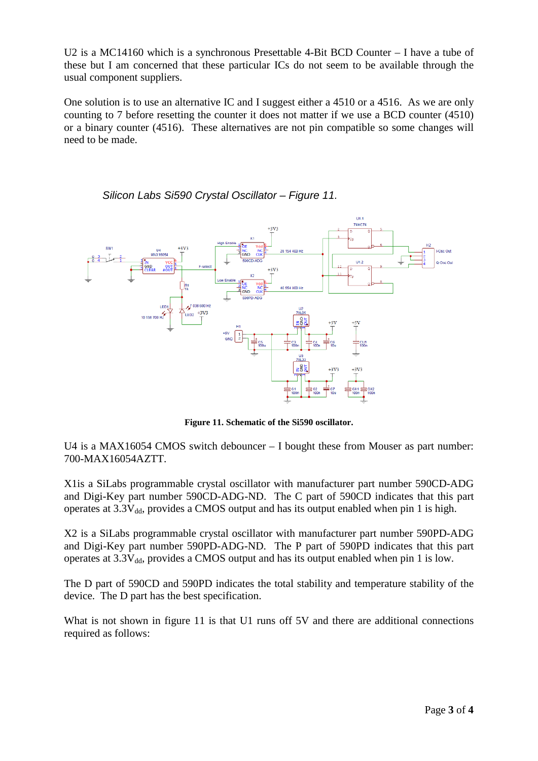U2 is a MC14160 which is a synchronous Presettable 4-Bit BCD Counter – I have a tube of these but I am concerned that these particular ICs do not seem to be available through the usual component suppliers.

One solution is to use an alternative IC and I suggest either a 4510 or a 4516. As we are only counting to 7 before resetting the counter it does not matter if we use a BCD counter (4510) or a binary counter (4516). These alternatives are not pin compatible so some changes will need to be made.

*Silicon Labs Si590 Crystal Oscillator – Figure 11.*

**Figure 11. Schematic of the Si590 oscillator.**

U4 is a MAX16054 CMOS switch debouncer – I bought these from Mouser as part number: 700-MAX16054AZTT.

X1is a SiLabs programmable crystal oscillator with manufacturer part number 590CD-ADG and Digi-Key part number 590CD-ADG-ND. The C part of 590CD indicates that this part operates at $3.3V_{dd}$, provides a CMOS output and has its output enabled when pin 1 is high.

X2 is a SiLabs programmable crystal oscillator with manufacturer part number 590PD-ADG and Digi-Key part number 590PD-ADG-ND. The P part of 590PD indicates that this part operates at $3.3V_{dd}$, provides a CMOS output and has its output enabled when pin 1 is low.

The D part of 590CD and 590PD indicates the total stability and temperature stability of the device. The D part has the best specification.

What is not shown in figure 11 is that U1 runs off 5V and there are additional connections required as follows: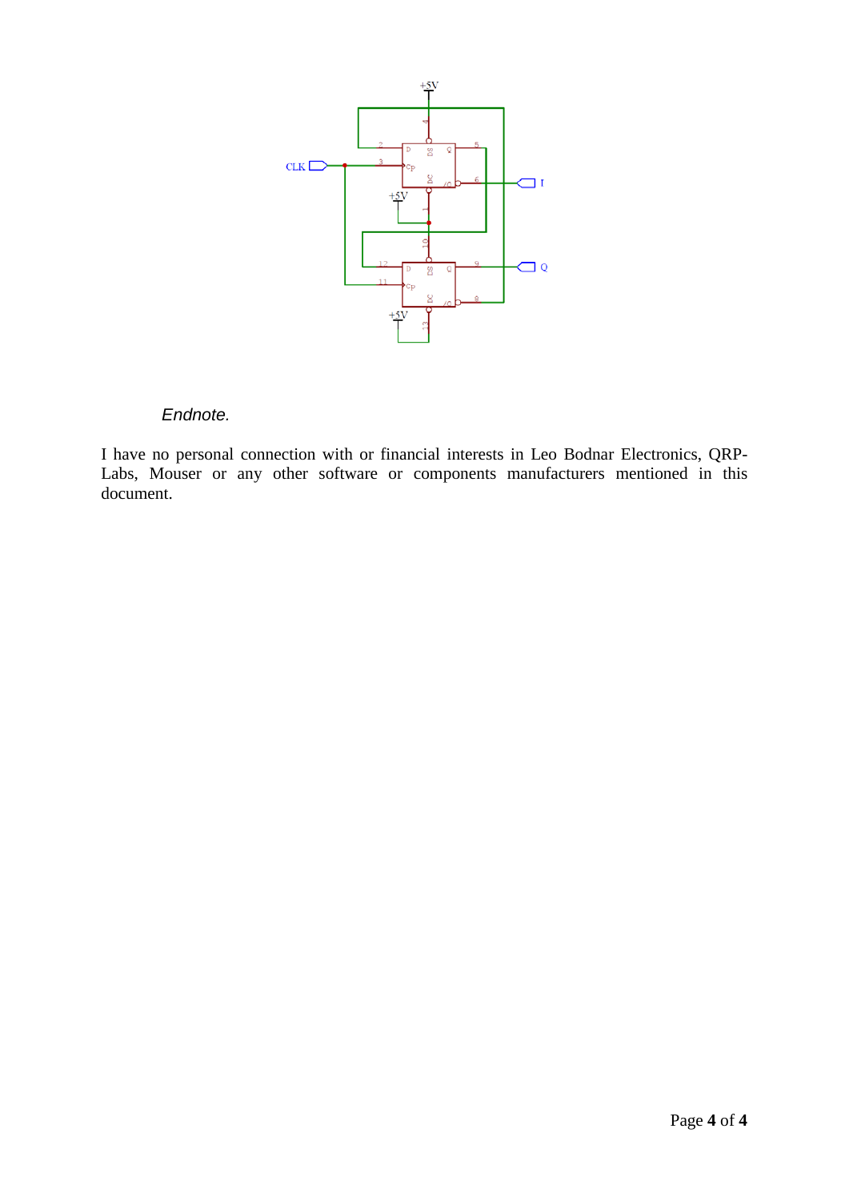+5V

CLK

2

3

4

DS

D

CP

Q

DC

/Q

5

6

I

+5V

1

10

12

11

D

DS

CP

Q

DC

/Q

9

8

Q

+5V

13

*Endnote.*

I have no personal connection with or financial interests in Leo Bodnar Electronics, QRP-Labs, Mouser or any other software or components manufacturers mentioned in this document.